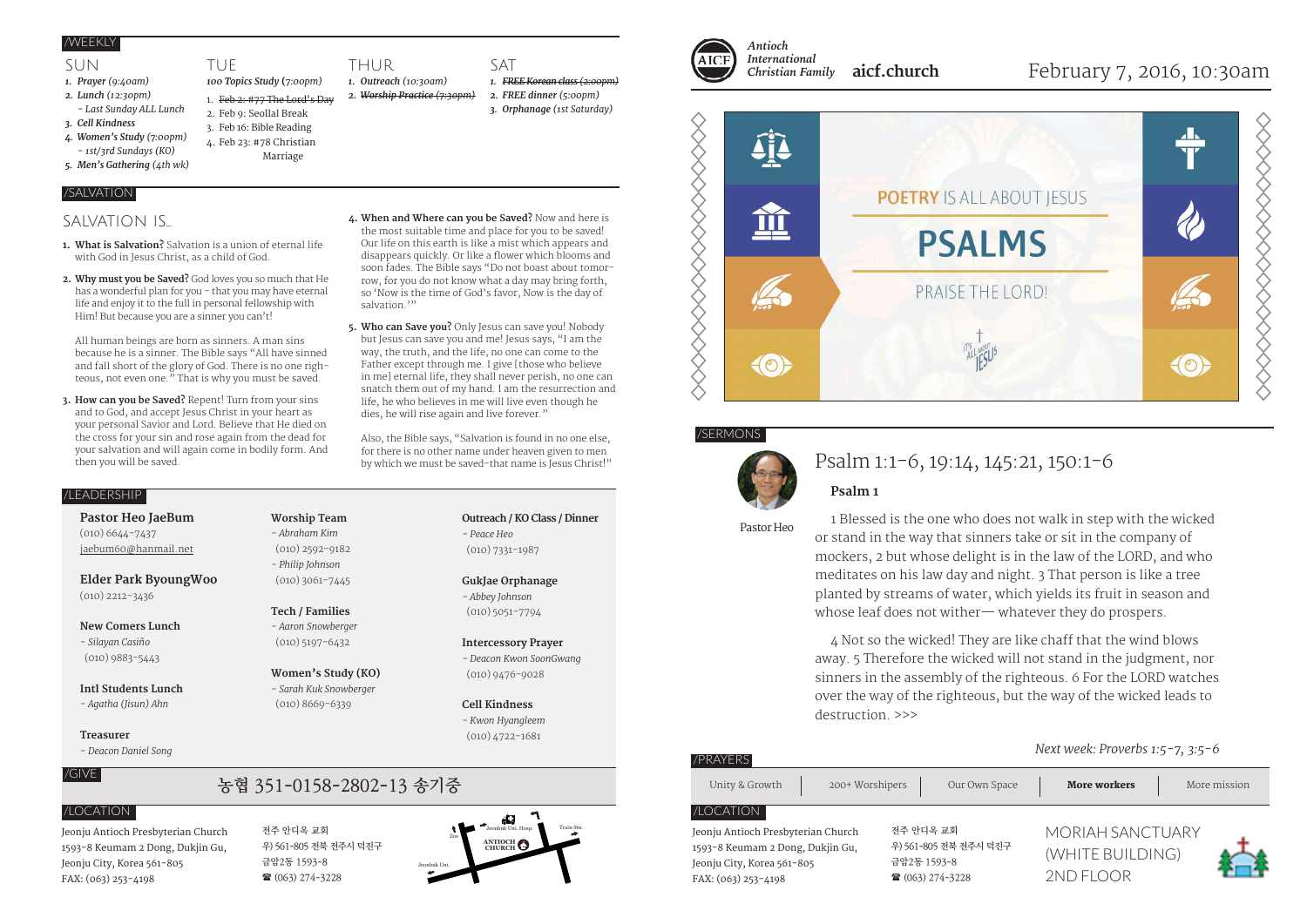## /WEEKLY

**SUN**

1. *Prayer (9:40am)*
2. *Lunch (12:30pm)*
   - *Last Sunday ALL Lunch*
3. *Cell Kindness*
4. *Women's Study (7:00pm)*
   - *1st/3rd Sundays (KO)*
5. *Men's Gathering (4th wk)*

**TUE**

*100 Topics Study (7:00pm)*

1. ~~Feb 2: #77 The Lord's Day~~
2. Feb 9: Seollal Break
3. Feb 16: Bible Reading
4. Feb 23: #78 Christian Marriage

**THUR**

1. *Outreach (10:30am)*
2. ~~*Worship Practice (7:30pm)*~~

**SAT**

1. ~~*FREE Korean class (2:00pm)*~~
2. *FREE dinner (5:00pm)*
3. *Orphanage (1st Saturday)*

## /SALVATION

### SALVATION IS...

1. **What is Salvation?** Salvation is a union of eternal life with God in Jesus Christ, as a child of God.

2. **Why must you be Saved?** God loves you so much that He has a wonderful plan for you - that you may have eternal life and enjoy it to the full in personal fellowship with Him! But because you are a sinner you can't!

   All human beings are born as sinners. A man sins because he is a sinner. The Bible says "All have sinned and fall short of the glory of God. There is no one righteous, not even one." That is why you must be saved.

3. **How can you be Saved?** Repent! Turn from your sins and to God, and accept Jesus Christ in your heart as your personal Savior and Lord. Believe that He died on the cross for your sin and rose again from the dead for your salvation and will again come in bodily form. And then you will be saved.

4. **When and Where can you be Saved?** Now and here is the most suitable time and place for you to be saved! Our life on this earth is like a mist which appears and disappears quickly. Or like a flower which blooms and soon fades. The Bible says "Do not boast about tomorrow, for you do not know what a day may bring forth, so 'Now is the time of God's favor, Now is the day of salvation.'"

5. **Who can Save you?** Only Jesus can save you! Nobody but Jesus can save you and me! Jesus says, "I am the way, the truth, and the life, no one can come to the Father except through me. I give [those who believe in me] eternal life, they shall never perish, no one can snatch them out of my hand. I am the resurrection and life, he who believes in me will live even though he dies, he will rise again and live forever."

   Also, the Bible says, "Salvation is found in no one else, for there is no other name under heaven given to men by which we must be saved-that name is Jesus Christ!"

## /LEADERSHIP

**Pastor Heo JaeBum**
(010) 6644-7437
jaebum60@hanmail.net

**Elder Park ByoungWoo**
(010) 2212-3436

**New Comers Lunch**
- *Silayan Casiño*
(010) 9883-5443

**Intl Students Lunch**
- *Agatha (Jisun) Ahn*

**Treasurer**
- *Deacon Daniel Song*

**Worship Team**
- *Abraham Kim*
(010) 2592-9182
- *Philip Johnson*
(010) 3061-7445

**Tech / Families**
- *Aaron Snowberger*
(010) 5197-6432

**Women's Study (KO)**
- *Sarah Kuk Snowberger*
(010) 8669-6339

**Outreach / KO Class / Dinner**
- *Peace Heo*
(010) 7331-1987

**GukJae Orphanage**
- *Abbey Johnson*
(010) 5051-7794

**Intercessory Prayer**
- *Deacon Kwon SoonGwang*
(010) 9476-9028

**Cell Kindness**
- *Kwon Hyangleem*
(010) 4722-1681

## /GIVE

농협 351-0158-2802-13 송기중

## /LOCATION

Jeonju Antioch Presbyterian Church
1593-8 Keumam 2 Dong, Dukjin Gu,
Jeonju City, Korea 561-805
FAX: (063) 253-4198

전주 안디옥 교회
우) 561-805 전북 전주시 덕진구
금암2동 1593-8
☎ (063) 274-3228

---

AICF Antioch International Christian Family **aicf.church**

February 7, 2016, 10:30am

POETRY IS ALL ABOUT JESUS

# PSALMS

PRAISE THE LORD!

## /SERMONS

Pastor Heo

### Psalm 1:1-6, 19:14, 145:21, 150:1-6

**Psalm 1**

1 Blessed is the one who does not walk in step with the wicked or stand in the way that sinners take or sit in the company of mockers, 2 but whose delight is in the law of the LORD, and who meditates on his law day and night. 3 That person is like a tree planted by streams of water, which yields its fruit in season and whose leaf does not wither— whatever they do prospers.

4 Not so the wicked! They are like chaff that the wind blows away. 5 Therefore the wicked will not stand in the judgment, nor sinners in the assembly of the righteous. 6 For the LORD watches over the way of the righteous, but the way of the wicked leads to destruction. >>>

*Next week: Proverbs 1:5-7, 3:5-6*

## /PRAYERS

Unity & Growth | 200+ Worshipers | Our Own Space | **More workers** | More mission

## /LOCATION

Jeonju Antioch Presbyterian Church
1593-8 Keumam 2 Dong, Dukjin Gu,
Jeonju City, Korea 561-805
FAX: (063) 253-4198

전주 안디옥 교회
우) 561-805 전북 전주시 덕진구
금암2동 1593-8
☎ (063) 274-3228

MORIAH SANCTUARY (WHITE BUILDING) 2ND FLOOR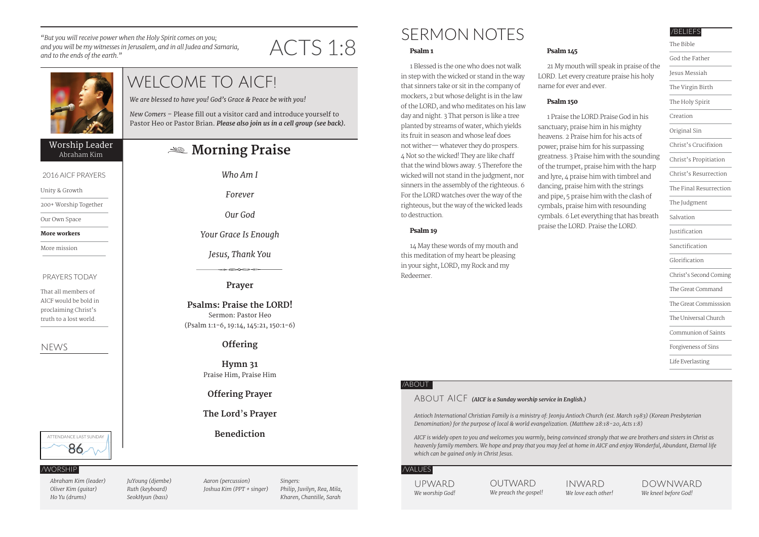*"But you will receive power when the Holy Spirit comes on you; and you will be my witnesses in Jerusalem, and in all Judea and Samaria, and to the ends of the earth."*

# ACTS 1:8

Worship Leader
Abraham Kim

## 2016 AICF PRAYERS

- Unity & Growth
- 200+ Worship Together
- Our Own Space
- **More workers**
- More mission

## PRAYERS TODAY

That all members of AICF would be bold in proclaiming Christ's truth to a lost world.

## NEWS

ATTENDANCE LAST SUNDAY
86

# WELCOME TO AICF!

*We are blessed to have you! God's Grace & Peace be with you!*

*New Comers* – Please fill out a visitor card and introduce yourself to Pastor Heo or Pastor Brian. ***Please also join us in a cell group (see back).***

## Morning Praise

*Who Am I*

*Forever*

*Our God*

*Your Grace Is Enough*

*Jesus, Thank You*

**Prayer**

**Psalms: Praise the LORD!**
Sermon: Pastor Heo
(Psalm 1:1-6, 19:14, 145:21, 150:1-6)

**Offering**

**Hymn 31**
Praise Him, Praise Him

**Offering Prayer**

**The Lord's Prayer**

**Benediction**

### /WORSHIP

*Abraham Kim (leader)*
*Oliver Kim (guitar)*
*Ho Yu (drums)*

*JuYoung (djembe)*
*Ruth (keyboard)*
*SeokHyun (bass)*

*Aaron (percussion)*
*Joshua Kim (PPT + singer)*

*Singers:*
*Philip, Juvilyn, Rea, Mila, Kharen, Chantille, Sarah*

# SERMON NOTES

**Psalm 1**

1 Blessed is the one who does not walk in step with the wicked or stand in the way that sinners take or sit in the company of mockers, 2 but whose delight is in the law of the LORD, and who meditates on his law day and night. 3 That person is like a tree planted by streams of water, which yields its fruit in season and whose leaf does not wither— whatever they do prospers. 4 Not so the wicked! They are like chaff that the wind blows away. 5 Therefore the wicked will not stand in the judgment, nor sinners in the assembly of the righteous. 6 For the LORD watches over the way of the righteous, but the way of the wicked leads to destruction.

**Psalm 19**

14 May these words of my mouth and this meditation of my heart be pleasing in your sight, LORD, my Rock and my Redeemer.

**Psalm 145**

21 My mouth will speak in praise of the LORD. Let every creature praise his holy name for ever and ever.

**Psalm 150**

1 Praise the LORD.Praise God in his sanctuary; praise him in his mighty heavens. 2 Praise him for his acts of power; praise him for his surpassing greatness. 3 Praise him with the sounding of the trumpet, praise him with the harp and lyre, 4 praise him with timbrel and dancing, praise him with the strings and pipe, 5 praise him with the clash of cymbals, praise him with resounding cymbals. 6 Let everything that has breath praise the LORD. Praise the LORD.

### /BELIEFS

- The Bible
- God the Father
- Jesus Messiah
- The Virgin Birth
- The Holy Spirit
- Creation
- Original Sin
- Christ's Crucifixion
- Christ's Propitiation
- Christ's Resurrection
- The Final Resurrection
- The Judgment
- Salvation
- Justification
- Sanctification
- Glorification
- Christ's Second Coming
- The Great Command
- The Great Commission
- The Universal Church
- Communion of Saints
- Forgiveness of Sins
- Life Everlasting

### /ABOUT

## ABOUT AICF *(AICF is a Sunday worship service in English.)*

*Antioch International Christian Family is a ministry of: Jeonju Antioch Church (est. March 1983) (Korean Presbyterian Denomination) for the purpose of local & world evangelization. (Matthew 28:18-20, Acts 1:8)*

*AICF is widely open to you and welcomes you warmly, being convinced strongly that we are brothers and sisters in Christ as heavenly family members. We hope and pray that you may feel at home in AICF and enjoy Wonderful, Abundant, Eternal life which can be gained only in Christ Jesus.*

### /VALUES

UPWARD
*We worship God!*

OUTWARD
*We preach the gospel!*

INWARD
*We love each other!*

DOWNWARD
*We kneel before God!*